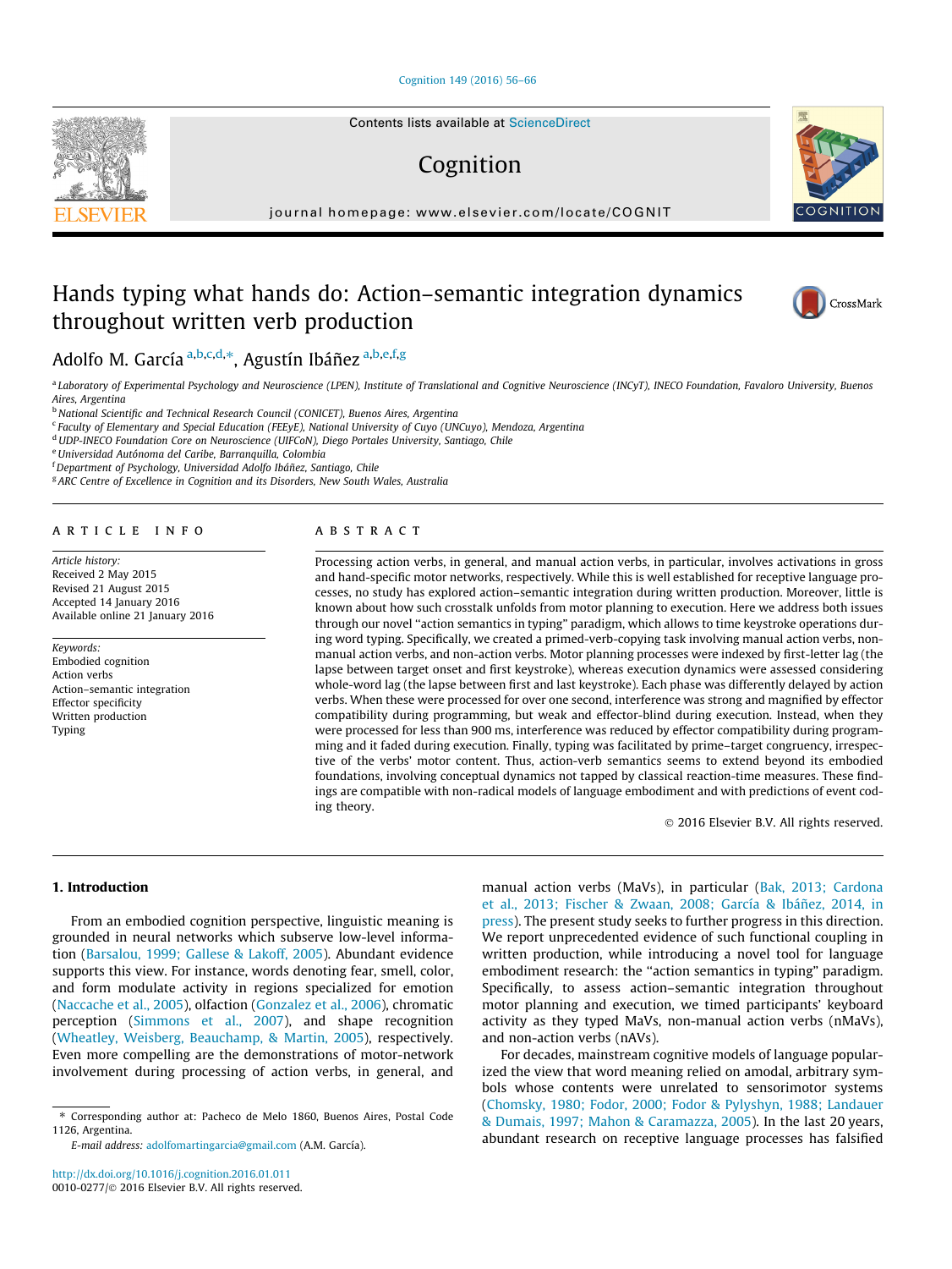# Hands typing what hands do: Action–semantic integration dynamics throughout written verb production

Adolfo M. García [a,b,c,d,*], Agustín Ibáñez [a,b,e,f,g]

[a] Laboratory of Experimental Psychology and Neuroscience (LPEN), Institute of Translational and Cognitive Neuroscience (INCyT), INECO Foundation, Favaloro University, Buenos Aires, Argentina
[b] National Scientific and Technical Research Council (CONICET), Buenos Aires, Argentina
[c] Faculty of Elementary and Special Education (FEEyE), National University of Cuyo (UNCuyo), Mendoza, Argentina
[d] UDP-INECO Foundation Core on Neuroscience (UIFCoN), Diego Portales University, Santiago, Chile
[e] Universidad Autónoma del Caribe, Barranquilla, Colombia
[f] Department of Psychology, Universidad Adolfo Ibáñez, Santiago, Chile
[g] ARC Centre of Excellence in Cognition and its Disorders, New South Wales, Australia

## ARTICLE INFO

*Article history:*
Received 2 May 2015
Revised 21 August 2015
Accepted 14 January 2016
Available online 21 January 2016

*Keywords:*
Embodied cognition
Action verbs
Action–semantic integration
Effector specificity
Written production
Typing

## ABSTRACT

Processing action verbs, in general, and manual action verbs, in particular, involves activations in gross and hand-specific motor networks, respectively. While this is well established for receptive language processes, no study has explored action–semantic integration during written production. Moreover, little is known about how such crosstalk unfolds from motor planning to execution. Here we address both issues through our novel "action semantics in typing" paradigm, which allows to time keystroke operations during word typing. Specifically, we created a primed-verb-copying task involving manual action verbs, non-manual action verbs, and non-action verbs. Motor planning processes were indexed by first-letter lag (the lapse between target onset and first keystroke), whereas execution dynamics were assessed considering whole-word lag (the lapse between first and last keystroke). Each phase was differently delayed by action verbs. When these were processed for over one second, interference was strong and magnified by effector compatibility during programming, but weak and effector-blind during execution. Instead, when they were processed for less than 900 ms, interference was reduced by effector compatibility during programming and it faded during execution. Finally, typing was facilitated by prime–target congruency, irrespective of the verbs' motor content. Thus, action-verb semantics seems to extend beyond its embodied foundations, involving conceptual dynamics not tapped by classical reaction-time measures. These findings are compatible with non-radical models of language embodiment and with predictions of event coding theory.

© 2016 Elsevier B.V. All rights reserved.

## 1. Introduction

From an embodied cognition perspective, linguistic meaning is grounded in neural networks which subserve low-level information (Barsalou, 1999; Gallese & Lakoff, 2005). Abundant evidence supports this view. For instance, words denoting fear, smell, color, and form modulate activity in regions specialized for emotion (Naccache et al., 2005), olfaction (Gonzalez et al., 2006), chromatic perception (Simmons et al., 2007), and shape recognition (Wheatley, Weisberg, Beauchamp, & Martin, 2005), respectively. Even more compelling are the demonstrations of motor-network involvement during processing of action verbs, in general, and manual action verbs (MaVs), in particular (Bak, 2013; Cardona et al., 2013; Fischer & Zwaan, 2008; García & Ibáñez, 2014, in press). The present study seeks to further progress in this direction. We report unprecedented evidence of such functional coupling in written production, while introducing a novel tool for language embodiment research: the "action semantics in typing" paradigm. Specifically, to assess action–semantic integration throughout motor planning and execution, we timed participants' keyboard activity as they typed MaVs, non-manual action verbs (nMaVs), and non-action verbs (nAVs).

For decades, mainstream cognitive models of language popularized the view that word meaning relied on amodal, arbitrary symbols whose contents were unrelated to sensorimotor systems (Chomsky, 1980; Fodor, 2000; Fodor & Pylyshyn, 1988; Landauer & Dumais, 1997; Mahon & Caramazza, 2005). In the last 20 years, abundant research on receptive language processes has falsified

* Corresponding author at: Pacheco de Melo 1860, Buenos Aires, Postal Code 1126, Argentina.
E-mail address: adolfomartingarcia@gmail.com (A.M. García).

http://dx.doi.org/10.1016/j.cognition.2016.01.011
0010-0277/© 2016 Elsevier B.V. All rights reserved.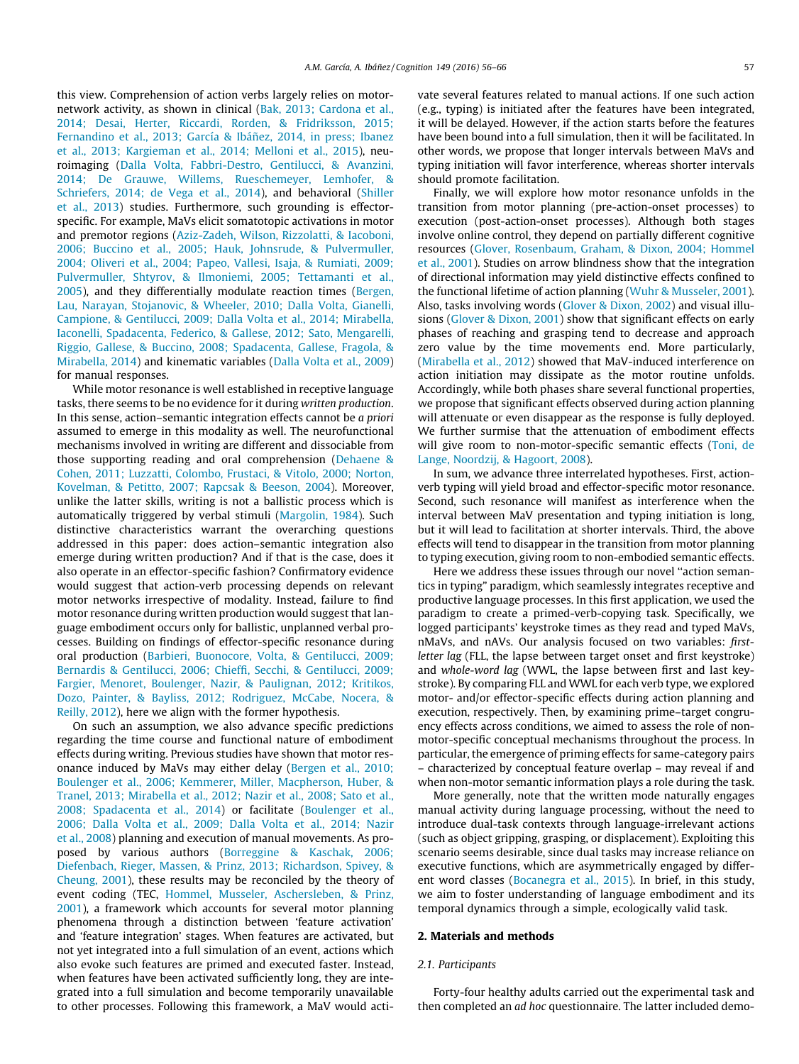this view. Comprehension of action verbs largely relies on motor-network activity, as shown in clinical (Bak, 2013; Cardona et al., 2014; Desai, Herter, Riccardi, Rorden, & Fridriksson, 2015; Fernandino et al., 2013; García & Ibáñez, 2014, in press; Ibanez et al., 2013; Kargieman et al., 2014; Melloni et al., 2015), neuroimaging (Dalla Volta, Fabbri-Destro, Gentilucci, & Avanzini, 2014; De Grauwe, Willems, Rueschemeyer, Lemhofer, & Schriefers, 2014; de Vega et al., 2014), and behavioral (Shiller et al., 2013) studies. Furthermore, such grounding is effector-specific. For example, MaVs elicit somatotopic activations in motor and premotor regions (Aziz-Zadeh, Wilson, Rizzolatti, & Iacoboni, 2006; Buccino et al., 2005; Hauk, Johnsrude, & Pulvermuller, 2004; Oliveri et al., 2004; Papeo, Vallesi, Isaja, & Rumiati, 2009; Pulvermuller, Shtyrov, & Ilmoniemi, 2005; Tettamanti et al., 2005), and they differentially modulate reaction times (Bergen, Lau, Narayan, Stojanovic, & Wheeler, 2010; Dalla Volta, Gianelli, Campione, & Gentilucci, 2009; Dalla Volta et al., 2014; Mirabella, Iaconelli, Spadacenta, Federico, & Gallese, 2012; Sato, Mengarelli, Riggio, Gallese, & Buccino, 2008; Spadacenta, Gallese, Fragola, & Mirabella, 2014) and kinematic variables (Dalla Volta et al., 2009) for manual responses.

While motor resonance is well established in receptive language tasks, there seems to be no evidence for it during *written production*. In this sense, action–semantic integration effects cannot be *a priori* assumed to emerge in this modality as well. The neurofunctional mechanisms involved in writing are different and dissociable from those supporting reading and oral comprehension (Dehaene & Cohen, 2011; Luzzatti, Colombo, Frustaci, & Vitolo, 2000; Norton, Kovelman, & Petitto, 2007; Rapcsak & Beeson, 2004). Moreover, unlike the latter skills, writing is not a ballistic process which is automatically triggered by verbal stimuli (Margolin, 1984). Such distinctive characteristics warrant the overarching questions addressed in this paper: does action–semantic integration also emerge during written production? And if that is the case, does it also operate in an effector-specific fashion? Confirmatory evidence would suggest that action-verb processing depends on relevant motor networks irrespective of modality. Instead, failure to find motor resonance during written production would suggest that language embodiment occurs only for ballistic, unplanned verbal processes. Building on findings of effector-specific resonance during oral production (Barbieri, Buonocore, Volta, & Gentilucci, 2009; Bernardis & Gentilucci, 2006; Chieffi, Secchi, & Gentilucci, 2009; Fargier, Menoret, Boulenger, Nazir, & Paulignan, 2012; Kritikos, Dozo, Painter, & Bayliss, 2012; Rodriguez, McCabe, Nocera, & Reilly, 2012), here we align with the former hypothesis.

On such an assumption, we also advance specific predictions regarding the time course and functional nature of embodiment effects during writing. Previous studies have shown that motor resonance induced by MaVs may either delay (Bergen et al., 2010; Boulenger et al., 2006; Kemmerer, Miller, Macpherson, Huber, & Tranel, 2013; Mirabella et al., 2012; Nazir et al., 2008; Sato et al., 2008; Spadacenta et al., 2014) or facilitate (Boulenger et al., 2006; Dalla Volta et al., 2009; Dalla Volta et al., 2014; Nazir et al., 2008) planning and execution of manual movements. As proposed by various authors (Borreggine & Kaschak, 2006; Diefenbach, Rieger, Massen, & Prinz, 2013; Richardson, Spivey, & Cheung, 2001), these results may be reconciled by the theory of event coding (TEC, Hommel, Musseler, Aschersleben, & Prinz, 2001), a framework which accounts for several motor planning phenomena through a distinction between 'feature activation' and 'feature integration' stages. When features are activated, but not yet integrated into a full simulation of an event, actions which also evoke such features are primed and executed faster. Instead, when features have been activated sufficiently long, they are integrated into a full simulation and become temporarily unavailable to other processes. Following this framework, a MaV would activate several features related to manual actions. If one such action (e.g., typing) is initiated after the features have been integrated, it will be delayed. However, if the action starts before the features have been bound into a full simulation, then it will be facilitated. In other words, we propose that longer intervals between MaVs and typing initiation will favor interference, whereas shorter intervals should promote facilitation.

Finally, we will explore how motor resonance unfolds in the transition from motor planning (pre-action-onset processes) to execution (post-action-onset processes). Although both stages involve online control, they depend on partially different cognitive resources (Glover, Rosenbaum, Graham, & Dixon, 2004; Hommel et al., 2001). Studies on arrow blindness show that the integration of directional information may yield distinctive effects confined to the functional lifetime of action planning (Wuhr & Musseler, 2001). Also, tasks involving words (Glover & Dixon, 2002) and visual illusions (Glover & Dixon, 2001) show that significant effects on early phases of reaching and grasping tend to decrease and approach zero value by the time movements end. More particularly, (Mirabella et al., 2012) showed that MaV-induced interference on action initiation may dissipate as the motor routine unfolds. Accordingly, while both phases share several functional properties, we propose that significant effects observed during action planning will attenuate or even disappear as the response is fully deployed. We further surmise that the attenuation of embodiment effects will give room to non-motor-specific semantic effects (Toni, de Lange, Noordzij, & Hagoort, 2008).

In sum, we advance three interrelated hypotheses. First, action-verb typing will yield broad and effector-specific motor resonance. Second, such resonance will manifest as interference when the interval between MaV presentation and typing initiation is long, but it will lead to facilitation at shorter intervals. Third, the above effects will tend to disappear in the transition from motor planning to typing execution, giving room to non-embodied semantic effects.

Here we address these issues through our novel ''action semantics in typing" paradigm, which seamlessly integrates receptive and productive language processes. In this first application, we used the paradigm to create a primed-verb-copying task. Specifically, we logged participants' keystroke times as they read and typed MaVs, nMaVs, and nAVs. Our analysis focused on two variables: *first-letter lag* (FLL, the lapse between target onset and first keystroke) and *whole-word lag* (WWL, the lapse between first and last keystroke). By comparing FLL and WWL for each verb type, we explored motor- and/or effector-specific effects during action planning and execution, respectively. Then, by examining prime–target congruency effects across conditions, we aimed to assess the role of non-motor-specific conceptual mechanisms throughout the process. In particular, the emergence of priming effects for same-category pairs – characterized by conceptual feature overlap – may reveal if and when non-motor semantic information plays a role during the task.

More generally, note that the written mode naturally engages manual activity during language processing, without the need to introduce dual-task contexts through language-irrelevant actions (such as object gripping, grasping, or displacement). Exploiting this scenario seems desirable, since dual tasks may increase reliance on executive functions, which are asymmetrically engaged by different word classes (Bocanegra et al., 2015). In brief, in this study, we aim to foster understanding of language embodiment and its temporal dynamics through a simple, ecologically valid task.

## 2. Materials and methods

### 2.1. Participants

Forty-four healthy adults carried out the experimental task and then completed an *ad hoc* questionnaire. The latter included demo-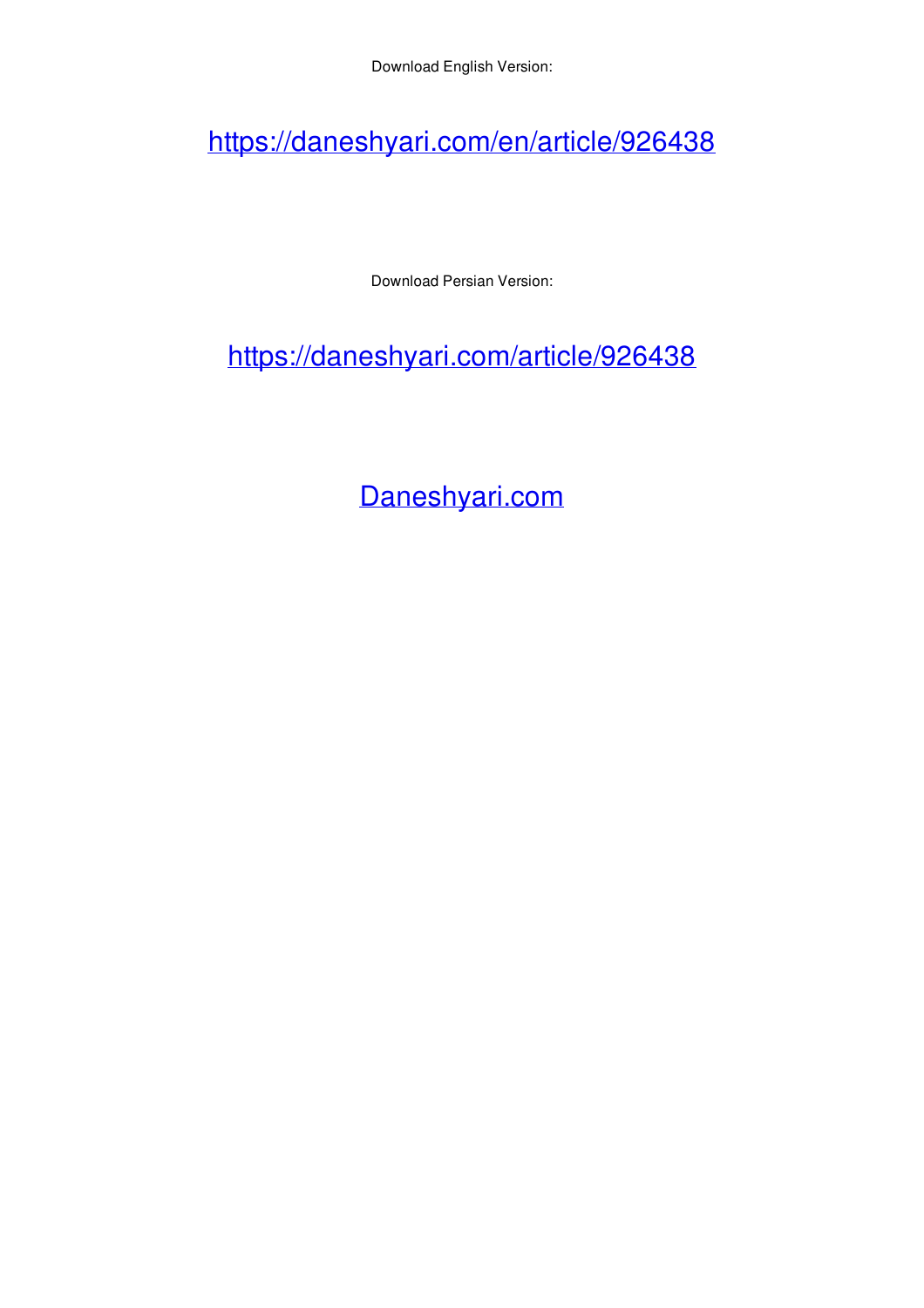Download English Version:

https://daneshyari.com/en/article/926438

Download Persian Version:

https://daneshyari.com/article/926438

Daneshyari.com